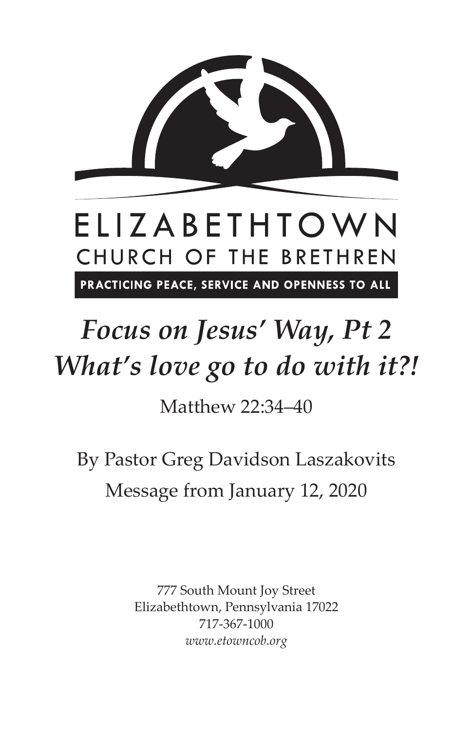ELIZABETHTOWN

CHURCH OF THE BRETHREN

PRACTICING PEACE, SERVICE AND OPENNESS TO ALL

# *Focus on Jesus' Way, Pt 2*
# *What's love go to do with it?!*

Matthew 22:34–40

By Pastor Greg Davidson Laszakovits

Message from January 12, 2020

777 South Mount Joy Street
Elizabethtown, Pennsylvania 17022
717-367-1000
*www.etowncob.org*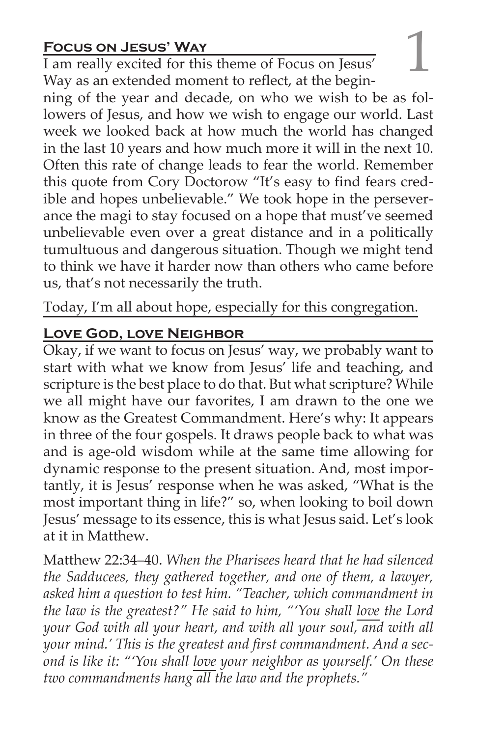## Focus on Jesus' Way

I am really excited for this theme of Focus on Jesus' Way as an extended moment to reflect, at the beginning of the year and decade, on who we wish to be as followers of Jesus, and how we wish to engage our world. Last week we looked back at how much the world has changed in the last 10 years and how much more it will in the next 10. Often this rate of change leads to fear the world. Remember this quote from Cory Doctorow "It's easy to find fears credible and hopes unbelievable." We took hope in the perseverance the magi to stay focused on a hope that must've seemed unbelievable even over a great distance and in a politically tumultuous and dangerous situation. Though we might tend to think we have it harder now than others who came before us, that's not necessarily the truth.

Today, I'm all about hope, especially for this congregation.

## Love God, love Neighbor

Okay, if we want to focus on Jesus' way, we probably want to start with what we know from Jesus' life and teaching, and scripture is the best place to do that. But what scripture? While we all might have our favorites, I am drawn to the one we know as the Greatest Commandment. Here's why: It appears in three of the four gospels. It draws people back to what was and is age-old wisdom while at the same time allowing for dynamic response to the present situation. And, most importantly, it is Jesus' response when he was asked, "What is the most important thing in life?" so, when looking to boil down Jesus' message to its essence, this is what Jesus said. Let's look at it in Matthew.

Matthew 22:34–40. *When the Pharisees heard that he had silenced the Sadducees, they gathered together, and one of them, a lawyer, asked him a question to test him. "Teacher, which commandment in the law is the greatest?" He said to him, "'You shall love the Lord your God with all your heart, and with all your soul, and with all your mind.' This is the greatest and first commandment. And a second is like it: "'You shall love your neighbor as yourself.' On these two commandments hang all the law and the prophets."*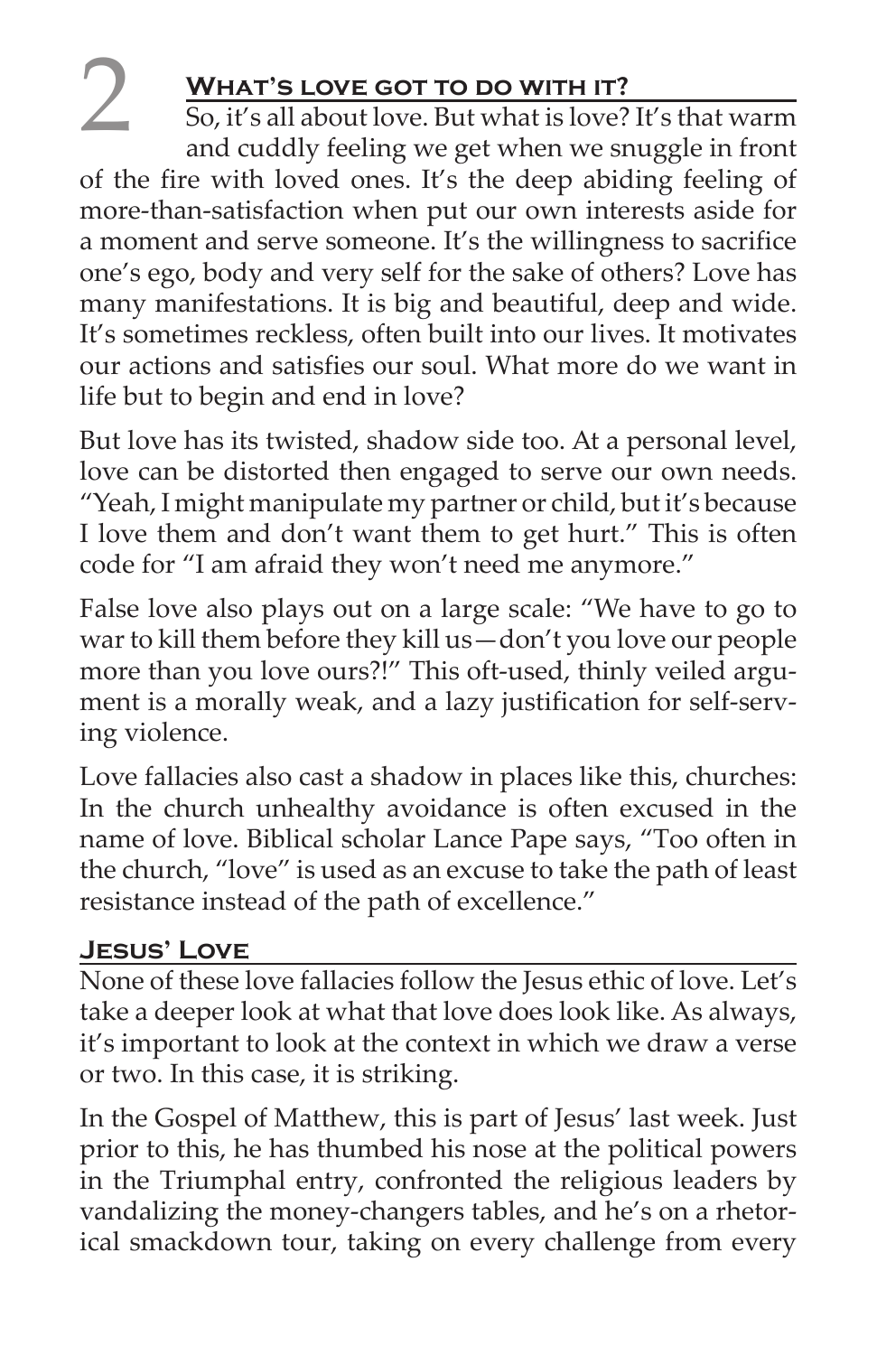## 2 What's love got to do with it?

So, it's all about love. But what is love? It's that warm and cuddly feeling we get when we snuggle in front of the fire with loved ones. It's the deep abiding feeling of more-than-satisfaction when put our own interests aside for a moment and serve someone. It's the willingness to sacrifice one's ego, body and very self for the sake of others? Love has many manifestations. It is big and beautiful, deep and wide. It's sometimes reckless, often built into our lives. It motivates our actions and satisfies our soul. What more do we want in life but to begin and end in love?

But love has its twisted, shadow side too. At a personal level, love can be distorted then engaged to serve our own needs. "Yeah, I might manipulate my partner or child, but it's because I love them and don't want them to get hurt." This is often code for "I am afraid they won't need me anymore."

False love also plays out on a large scale: "We have to go to war to kill them before they kill us—don't you love our people more than you love ours?!" This oft-used, thinly veiled argument is a morally weak, and a lazy justification for self-serving violence.

Love fallacies also cast a shadow in places like this, churches: In the church unhealthy avoidance is often excused in the name of love. Biblical scholar Lance Pape says, "Too often in the church, "love" is used as an excuse to take the path of least resistance instead of the path of excellence."

### Jesus' Love

None of these love fallacies follow the Jesus ethic of love. Let's take a deeper look at what that love does look like. As always, it's important to look at the context in which we draw a verse or two. In this case, it is striking.

In the Gospel of Matthew, this is part of Jesus' last week. Just prior to this, he has thumbed his nose at the political powers in the Triumphal entry, confronted the religious leaders by vandalizing the money-changers tables, and he's on a rhetorical smackdown tour, taking on every challenge from every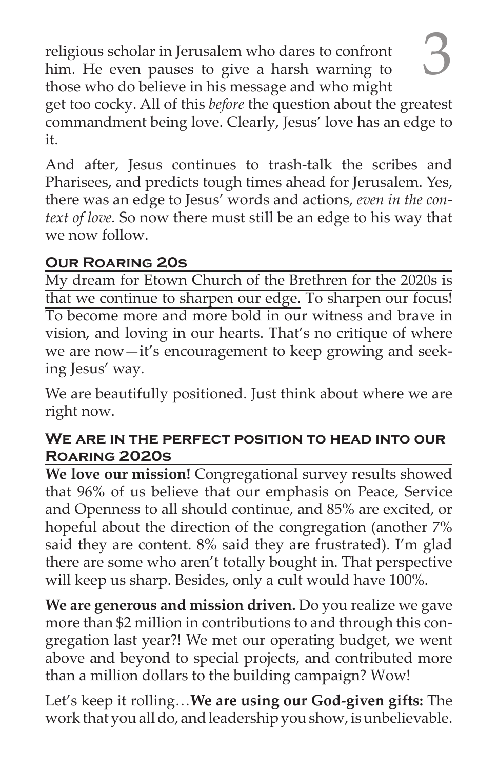religious scholar in Jerusalem who dares to confront him. He even pauses to give a harsh warning to those who do believe in his message and who might get too cocky. All of this *before* the question about the greatest commandment being love. Clearly, Jesus' love has an edge to it.

And after, Jesus continues to trash-talk the scribes and Pharisees, and predicts tough times ahead for Jerusalem. Yes, there was an edge to Jesus' words and actions, *even in the context of love.* So now there must still be an edge to his way that we now follow.

## Our Roaring 20s

My dream for Etown Church of the Brethren for the 2020s is that we continue to sharpen our edge. To sharpen our focus! To become more and more bold in our witness and brave in vision, and loving in our hearts. That's no critique of where we are now—it's encouragement to keep growing and seeking Jesus' way.

We are beautifully positioned. Just think about where we are right now.

## We are in the perfect position to head into our Roaring 2020s

**We love our mission!** Congregational survey results showed that 96% of us believe that our emphasis on Peace, Service and Openness to all should continue, and 85% are excited, or hopeful about the direction of the congregation (another 7% said they are content. 8% said they are frustrated). I'm glad there are some who aren't totally bought in. That perspective will keep us sharp. Besides, only a cult would have 100%.

**We are generous and mission driven.** Do you realize we gave more than $2 million in contributions to and through this congregation last year?! We met our operating budget, we went above and beyond to special projects, and contributed more than a million dollars to the building campaign? Wow!

Let's keep it rolling…**We are using our God-given gifts:** The work that you all do, and leadership you show, is unbelievable.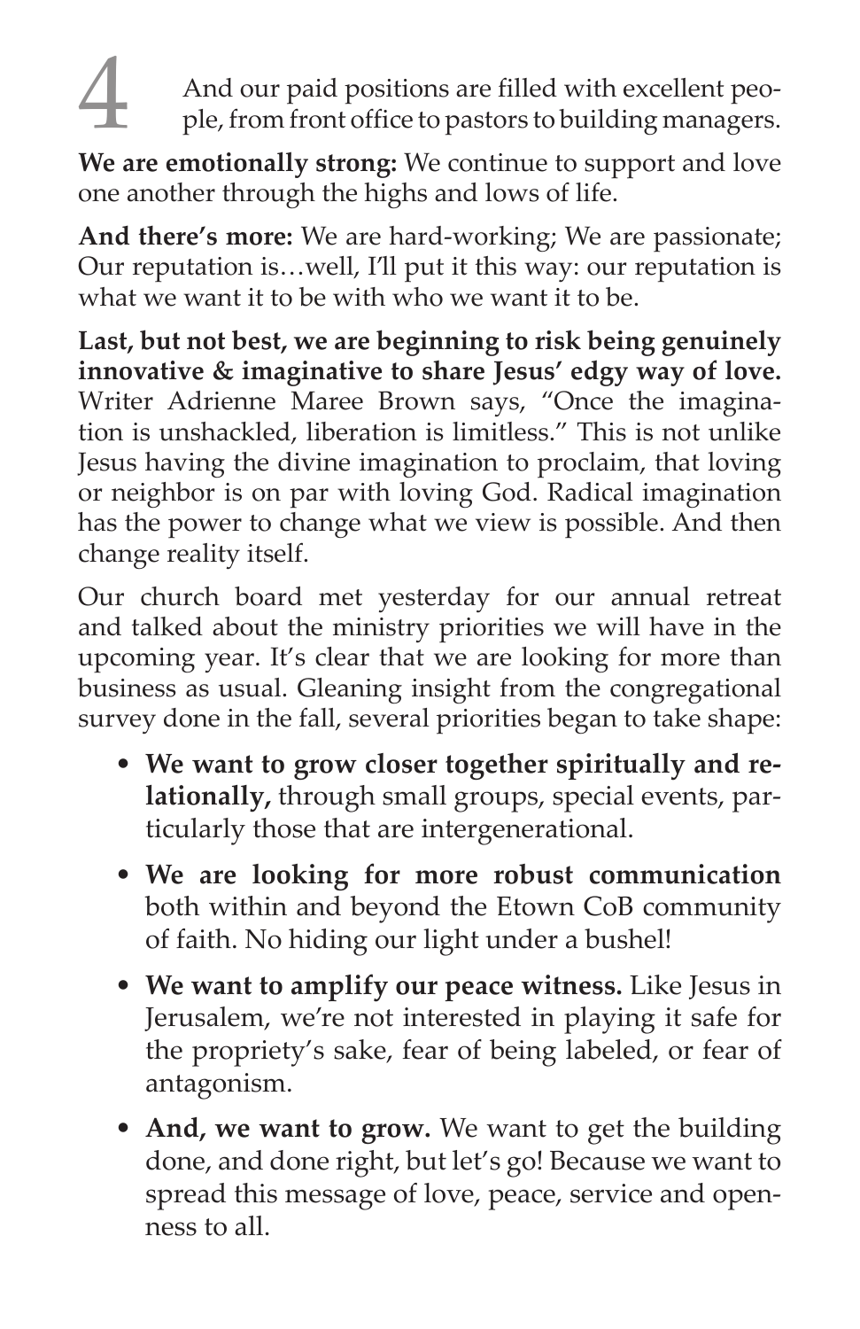And our paid positions are filled with excellent people, from front office to pastors to building managers.

**We are emotionally strong:** We continue to support and love one another through the highs and lows of life.

**And there's more:** We are hard-working; We are passionate; Our reputation is…well, I'll put it this way: our reputation is what we want it to be with who we want it to be.

**Last, but not best, we are beginning to risk being genuinely innovative & imaginative to share Jesus' edgy way of love.** Writer Adrienne Maree Brown says, "Once the imagination is unshackled, liberation is limitless." This is not unlike Jesus having the divine imagination to proclaim, that loving or neighbor is on par with loving God. Radical imagination has the power to change what we view is possible. And then change reality itself.

Our church board met yesterday for our annual retreat and talked about the ministry priorities we will have in the upcoming year. It's clear that we are looking for more than business as usual. Gleaning insight from the congregational survey done in the fall, several priorities began to take shape:

- **We want to grow closer together spiritually and relationally,** through small groups, special events, particularly those that are intergenerational.
- **We are looking for more robust communication** both within and beyond the Etown CoB community of faith. No hiding our light under a bushel!
- **We want to amplify our peace witness.** Like Jesus in Jerusalem, we're not interested in playing it safe for the propriety's sake, fear of being labeled, or fear of antagonism.
- **And, we want to grow.** We want to get the building done, and done right, but let's go! Because we want to spread this message of love, peace, service and openness to all.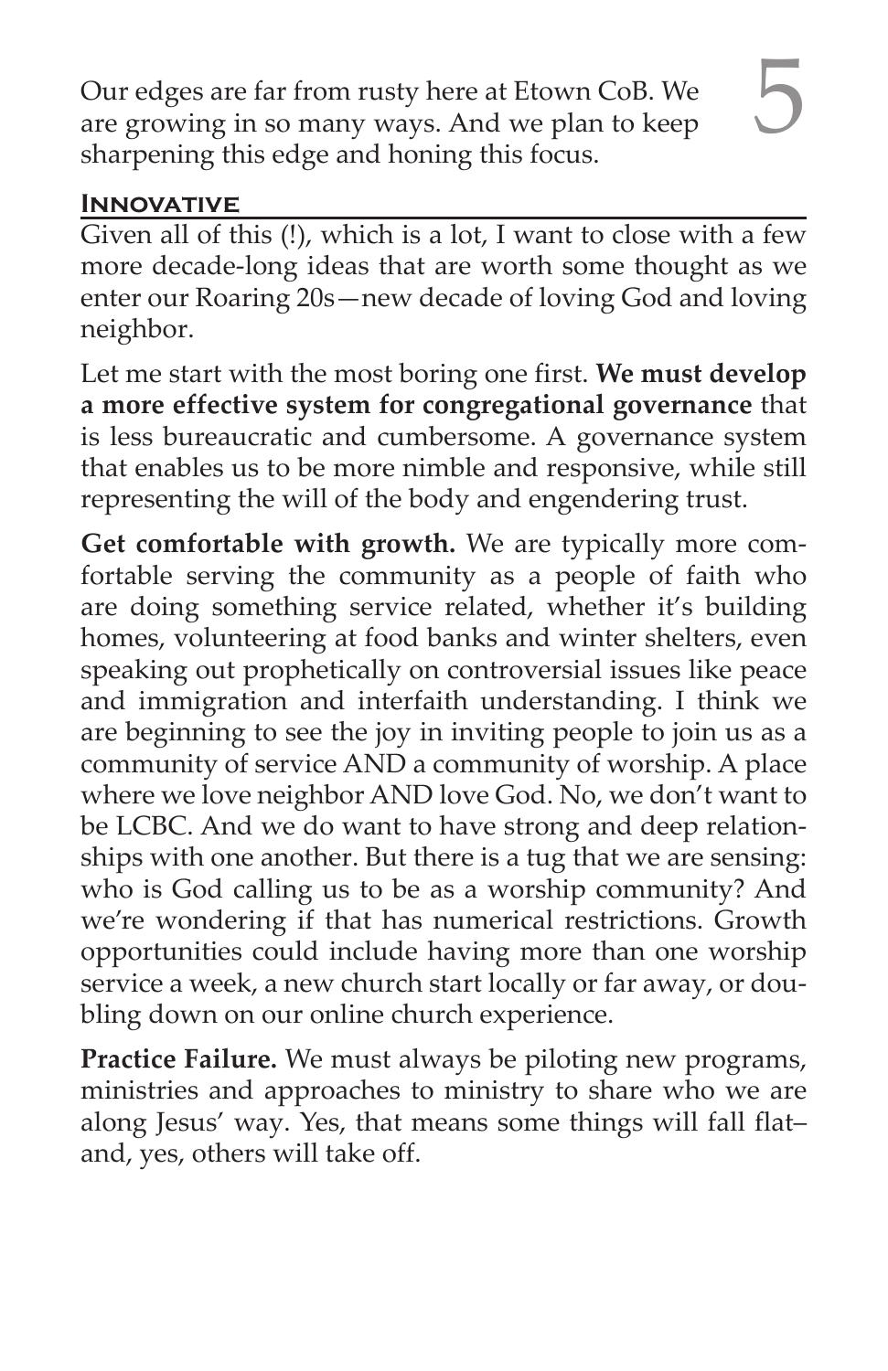Our edges are far from rusty here at Etown CoB. We are growing in so many ways. And we plan to keep sharpening this edge and honing this focus.

## Innovative

Given all of this (!), which is a lot, I want to close with a few more decade-long ideas that are worth some thought as we enter our Roaring 20s—new decade of loving God and loving neighbor.

Let me start with the most boring one first. **We must develop a more effective system for congregational governance** that is less bureaucratic and cumbersome. A governance system that enables us to be more nimble and responsive, while still representing the will of the body and engendering trust.

**Get comfortable with growth.** We are typically more comfortable serving the community as a people of faith who are doing something service related, whether it's building homes, volunteering at food banks and winter shelters, even speaking out prophetically on controversial issues like peace and immigration and interfaith understanding. I think we are beginning to see the joy in inviting people to join us as a community of service AND a community of worship. A place where we love neighbor AND love God. No, we don't want to be LCBC. And we do want to have strong and deep relationships with one another. But there is a tug that we are sensing: who is God calling us to be as a worship community? And we're wondering if that has numerical restrictions. Growth opportunities could include having more than one worship service a week, a new church start locally or far away, or doubling down on our online church experience.

**Practice Failure.** We must always be piloting new programs, ministries and approaches to ministry to share who we are along Jesus' way. Yes, that means some things will fall flat–and, yes, others will take off.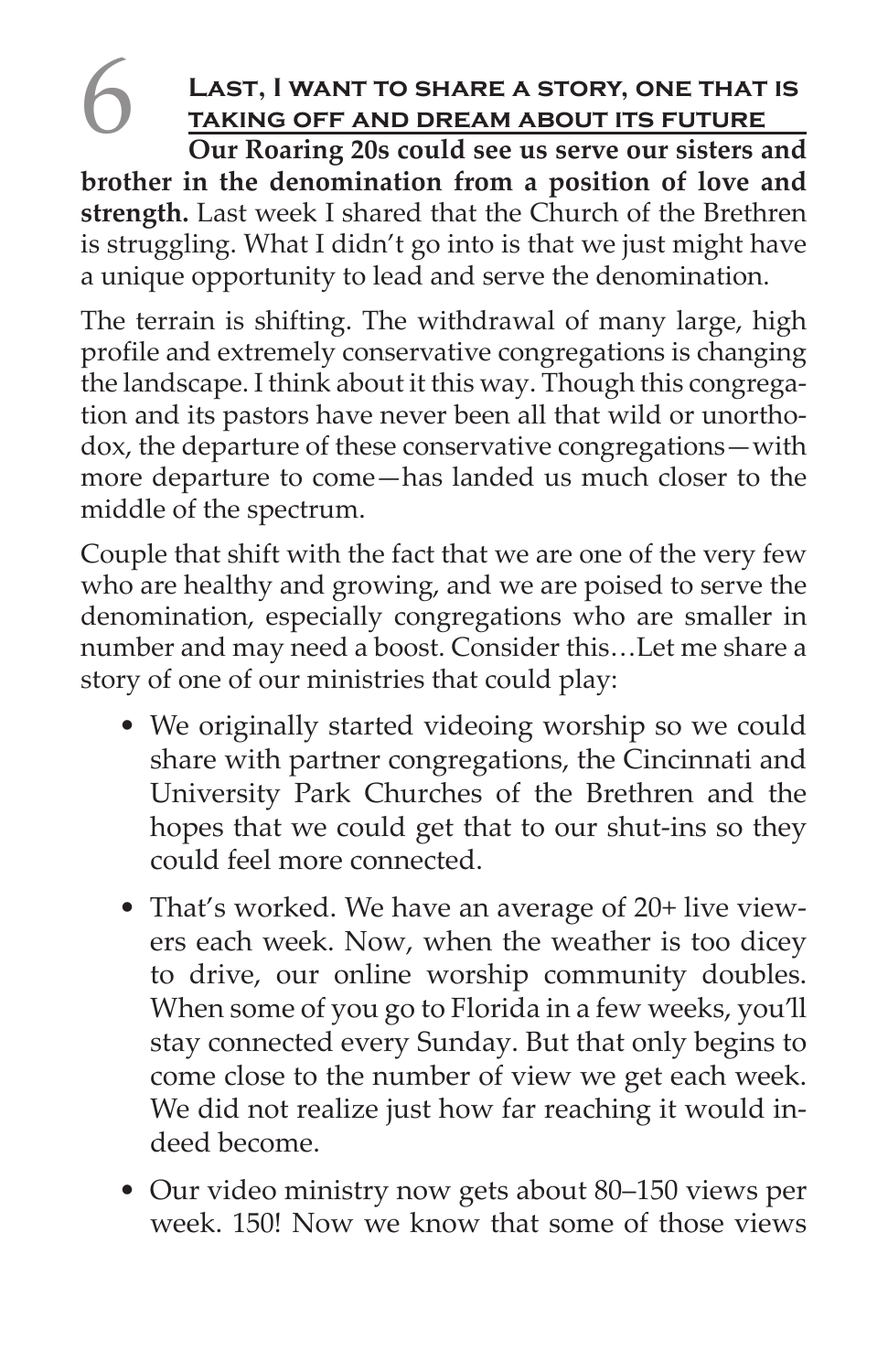## 6 Last, I want to share a story, one that is taking off and dream about its future

**Our Roaring 20s could see us serve our sisters and brother in the denomination from a position of love and strength.** Last week I shared that the Church of the Brethren is struggling. What I didn't go into is that we just might have a unique opportunity to lead and serve the denomination.

The terrain is shifting. The withdrawal of many large, high profile and extremely conservative congregations is changing the landscape. I think about it this way. Though this congregation and its pastors have never been all that wild or unorthodox, the departure of these conservative congregations—with more departure to come—has landed us much closer to the middle of the spectrum.

Couple that shift with the fact that we are one of the very few who are healthy and growing, and we are poised to serve the denomination, especially congregations who are smaller in number and may need a boost. Consider this…Let me share a story of one of our ministries that could play:

- We originally started videoing worship so we could share with partner congregations, the Cincinnati and University Park Churches of the Brethren and the hopes that we could get that to our shut-ins so they could feel more connected.
- That's worked. We have an average of 20+ live viewers each week. Now, when the weather is too dicey to drive, our online worship community doubles. When some of you go to Florida in a few weeks, you'll stay connected every Sunday. But that only begins to come close to the number of view we get each week. We did not realize just how far reaching it would indeed become.
- Our video ministry now gets about 80–150 views per week. 150! Now we know that some of those views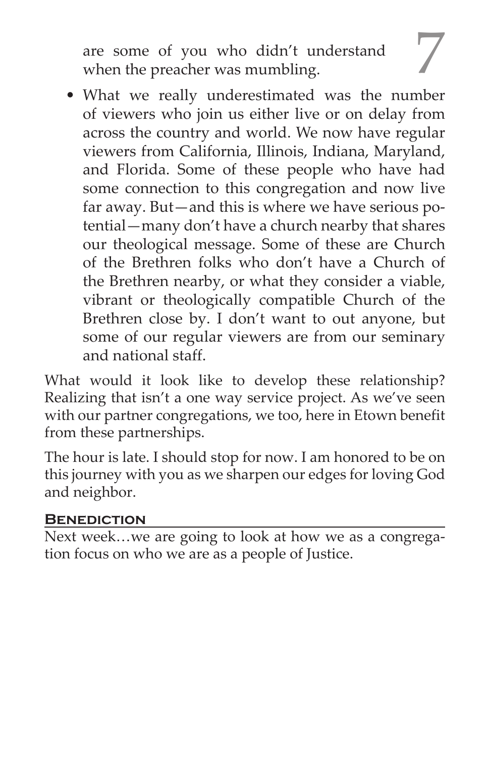are some of you who didn't understand when the preacher was mumbling.

- What we really underestimated was the number of viewers who join us either live or on delay from across the country and world. We now have regular viewers from California, Illinois, Indiana, Maryland, and Florida. Some of these people who have had some connection to this congregation and now live far away. But—and this is where we have serious potential—many don't have a church nearby that shares our theological message. Some of these are Church of the Brethren folks who don't have a Church of the Brethren nearby, or what they consider a viable, vibrant or theologically compatible Church of the Brethren close by. I don't want to out anyone, but some of our regular viewers are from our seminary and national staff.

What would it look like to develop these relationship? Realizing that isn't a one way service project. As we've seen with our partner congregations, we too, here in Etown benefit from these partnerships.

The hour is late. I should stop for now. I am honored to be on this journey with you as we sharpen our edges for loving God and neighbor.

## Benediction

Next week…we are going to look at how we as a congregation focus on who we are as a people of Justice.